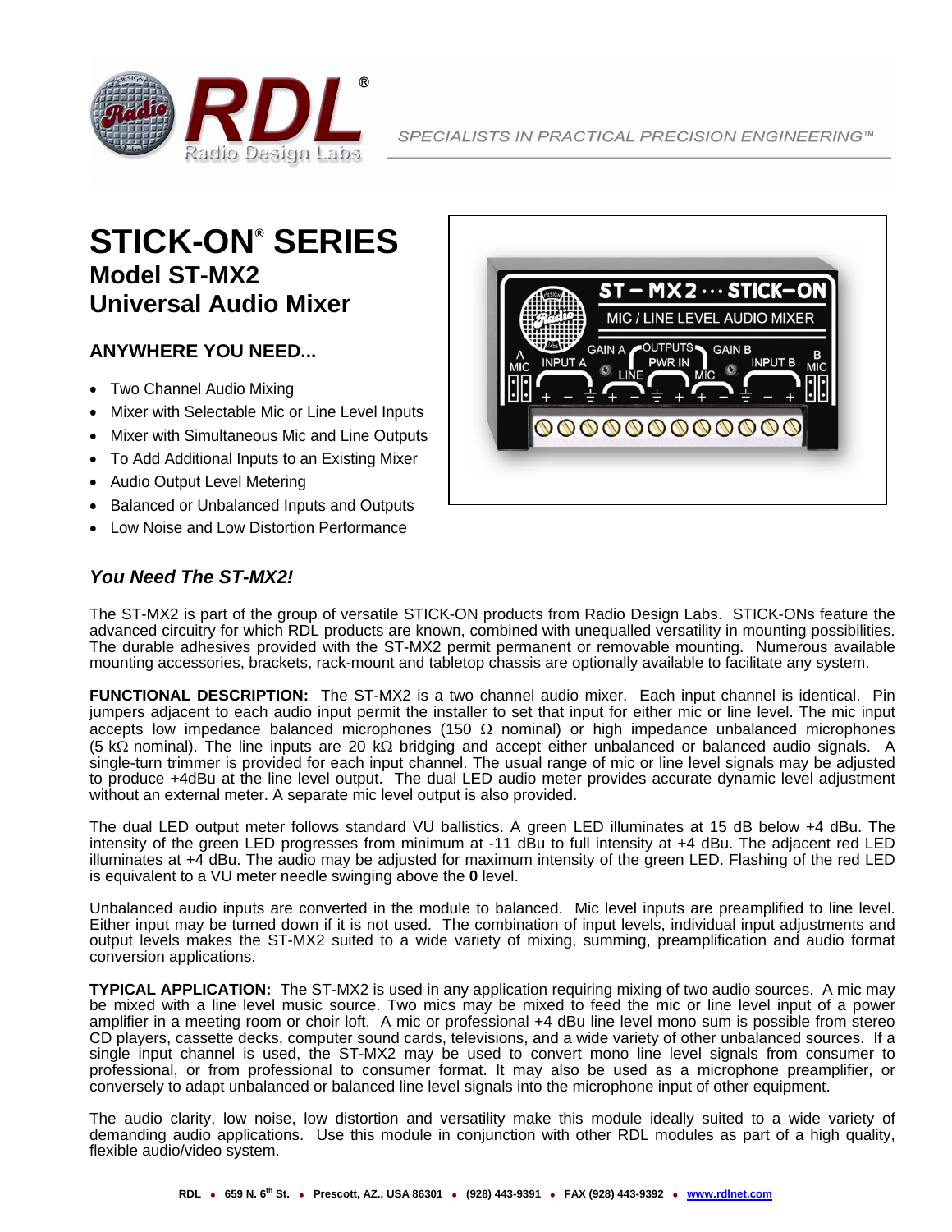# STICK-ON® SERIES

## Model ST-MX2
## Universal Audio Mixer

### ANYWHERE YOU NEED...

- Two Channel Audio Mixing
- Mixer with Selectable Mic or Line Level Inputs
- Mixer with Simultaneous Mic and Line Outputs
- To Add Additional Inputs to an Existing Mixer
- Audio Output Level Metering
- Balanced or Unbalanced Inputs and Outputs
- Low Noise and Low Distortion Performance

### *You Need The ST-MX2!*

The ST-MX2 is part of the group of versatile STICK-ON products from Radio Design Labs. STICK-ONs feature the advanced circuitry for which RDL products are known, combined with unequalled versatility in mounting possibilities. The durable adhesives provided with the ST-MX2 permit permanent or removable mounting. Numerous available mounting accessories, brackets, rack-mount and tabletop chassis are optionally available to facilitate any system.

**FUNCTIONAL DESCRIPTION:** The ST-MX2 is a two channel audio mixer. Each input channel is identical. Pin jumpers adjacent to each audio input permit the installer to set that input for either mic or line level. The mic input accepts low impedance balanced microphones (150 Ω nominal) or high impedance unbalanced microphones (5 kΩ nominal). The line inputs are 20 kΩ bridging and accept either unbalanced or balanced audio signals. A single-turn trimmer is provided for each input channel. The usual range of mic or line level signals may be adjusted to produce +4dBu at the line level output. The dual LED audio meter provides accurate dynamic level adjustment without an external meter. A separate mic level output is also provided.

The dual LED output meter follows standard VU ballistics. A green LED illuminates at 15 dB below +4 dBu. The intensity of the green LED progresses from minimum at -11 dBu to full intensity at +4 dBu. The adjacent red LED illuminates at +4 dBu. The audio may be adjusted for maximum intensity of the green LED. Flashing of the red LED is equivalent to a VU meter needle swinging above the **0** level.

Unbalanced audio inputs are converted in the module to balanced. Mic level inputs are preamplified to line level. Either input may be turned down if it is not used. The combination of input levels, individual input adjustments and output levels makes the ST-MX2 suited to a wide variety of mixing, summing, preamplification and audio format conversion applications.

**TYPICAL APPLICATION:** The ST-MX2 is used in any application requiring mixing of two audio sources. A mic may be mixed with a line level music source. Two mics may be mixed to feed the mic or line level input of a power amplifier in a meeting room or choir loft. A mic or professional +4 dBu line level mono sum is possible from stereo CD players, cassette decks, computer sound cards, televisions, and a wide variety of other unbalanced sources. If a single input channel is used, the ST-MX2 may be used to convert mono line level signals from consumer to professional, or from professional to consumer format. It may also be used as a microphone preamplifier, or conversely to adapt unbalanced or balanced line level signals into the microphone input of other equipment.

The audio clarity, low noise, low distortion and versatility make this module ideally suited to a wide variety of demanding audio applications. Use this module in conjunction with other RDL modules as part of a high quality, flexible audio/video system.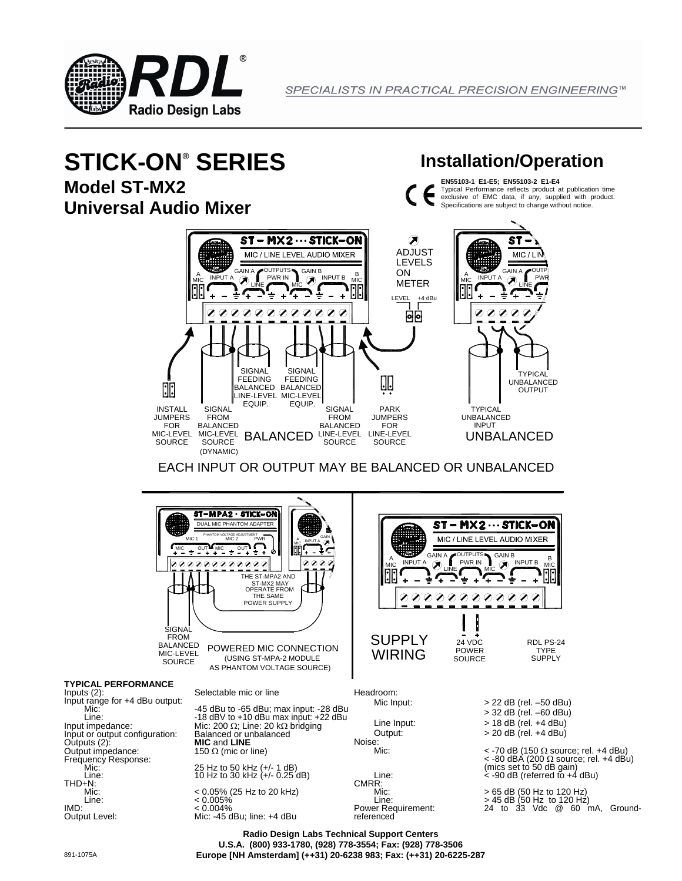# STICK-ON® SERIES

## Model ST-MX2
## Universal Audio Mixer

# Installation/Operation

**EN55103-1 E1-E5; EN55103-2 E1-E4**
Typical Performance reflects product at publication time exclusive of EMC data, if any, supplied with product. Specifications are subject to change without notice.

ST – MX2 ··· STICK-ON
MIC / LINE LEVEL AUDIO MIXER
A MIC INPUT A GAIN A OUTPUTS PWR IN LINE MIC GAIN B INPUT B B MIC

ADJUST LEVELS ON METER
LEVEL +4 dBu

INSTALL JUMPERS FOR MIC-LEVEL SOURCE
SIGNAL FROM BALANCED MIC-LEVEL SOURCE (DYNAMIC)
SIGNAL FEEDING BALANCED LINE-LEVEL EQUIP.
SIGNAL FEEDING BALANCED MIC-LEVEL EQUIP.
SIGNAL FROM BALANCED LINE-LEVEL SOURCE
PARK JUMPERS FOR LINE-LEVEL SOURCE
BALANCED

TYPICAL UNBALANCED OUTPUT
TYPICAL UNBALANCED INPUT
UNBALANCED

EACH INPUT OR OUTPUT MAY BE BALANCED OR UNBALANCED

ST-MPA2 · STICK-ON
DUAL MIC PHANTOM ADAPTER
PHANTOM VOLTAGE ADJUSTMENT
MIC 1 MIC 2 PWR

THE ST-MPA2 AND ST-MX2 MAY OPERATE FROM THE SAME POWER SUPPLY

SIGNAL FROM BALANCED MIC-LEVEL SOURCE

POWERED MIC CONNECTION
(USING ST-MPA-2 MODULE AS PHANTOM VOLTAGE SOURCE)

SUPPLY WIRING
24 VDC POWER SOURCE
RDL PS-24 TYPE SUPPLY

**TYPICAL PERFORMANCE**

| | |
|---|---|
| Inputs (2): | Selectable mic or line |
| Input range for +4 dBu output: | |
| Mic: | -45 dBu to -65 dBu; max input: -28 dBu |
| Line: | -18 dBV to +10 dBu max input: +22 dBu |
| Input impedance: | Mic: 200 Ω; Line: 20 kΩ bridging |
| Input or output configuration: | Balanced or unbalanced |
| Outputs (2): | **MIC** and **LINE** |
| Output impedance: | 150 Ω (mic or line) |
| Frequency Response: | |
| Mic: | 25 Hz to 50 kHz (+/- 1 dB) |
| Line: | 10 Hz to 30 kHz (+/- 0.25 dB) |
| THD+N: | |
| Mic: | < 0.05% (25 Hz to 20 kHz) |
| Line: | < 0.005% |
| IMD: | < 0.004% |
| Output Level: | Mic: -45 dBu; line: +4 dBu |
| Headroom: | |
| Mic Input: | > 22 dB (rel. –50 dBu) |
| | > 32 dB (rel. –60 dBu) |
| Line Input: | > 18 dB (rel. +4 dBu) |
| Output: | > 20 dB (rel. +4 dBu) |
| Noise: | |
| Mic: | < -70 dB (150 Ω source; rel. +4 dBu) |
| | < -80 dBA (200 Ω source; rel. +4 dBu) (mics set to 50 dB gain) |
| Line: | < -90 dB (referred to +4 dBu) |
| CMRR: | |
| Mic: | > 65 dB (50 Hz to 120 Hz) |
| Line: | > 45 dB (50 Hz to 120 Hz) |
| Power Requirement: | 24 to 33 Vdc @ 60 mA, Ground-referenced |

**Radio Design Labs Technical Support Centers**
**U.S.A. (800) 933-1780, (928) 778-3554; Fax: (928) 778-3506**
**Europe [NH Amsterdam] (++31) 20-6238 983; Fax: (++31) 20-6225-287**

891-1075A